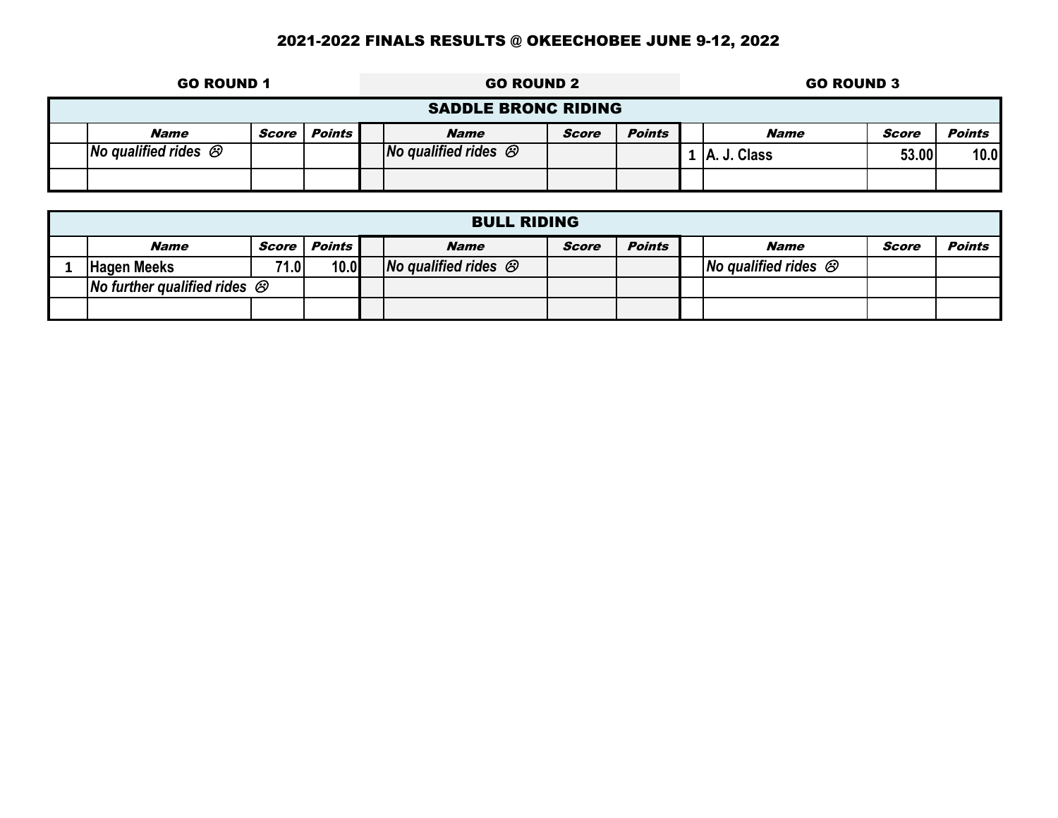# 2021-2022 FINALS RESULTS @ OKEECHOBEE JUNE 9-12, 2022

## SADDLE BRONC RIDING

| GO ROUND 1 | | | | GO ROUND 2 | | | | GO ROUND 3 | | |
|---|---|---|---|---|---|---|---|---|---|---|
| | ***Name*** | ***Score*** | ***Points*** | | ***Name*** | ***Score*** | ***Points*** | | ***Name*** | ***Score*** | ***Points*** |
| | *No qualified rides ☹* | | | | *No qualified rides ☹* | | | 1 | **A. J. Class** | **53.00** | **10.0** |
| | | | | | | | | | | | |

## BULL RIDING

| GO ROUND 1 | | | | GO ROUND 2 | | | | GO ROUND 3 | | |
|---|---|---|---|---|---|---|---|---|---|---|
| | ***Name*** | ***Score*** | ***Points*** | | ***Name*** | ***Score*** | ***Points*** | | ***Name*** | ***Score*** | ***Points*** |
| 1 | **Hagen Meeks** | **71.0** | **10.0** | | *No qualified rides ☹* | | | | *No qualified rides ☹* | | |
| | *No further qualified rides ☹* | | | | | | | | | | |
| | | | | | | | | | | | |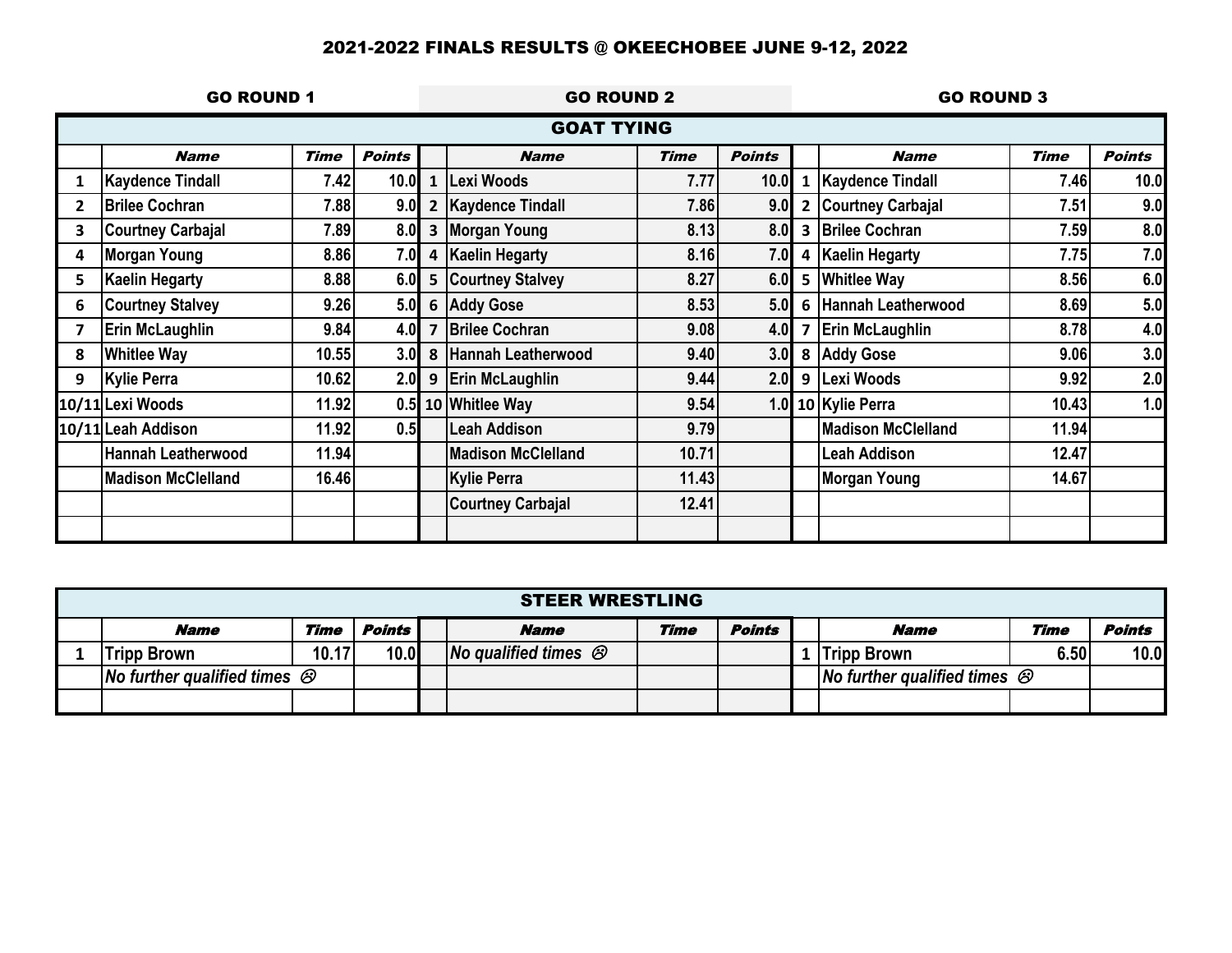## 2021-2022 FINALS RESULTS @ OKEECHOBEE JUNE 9-12, 2022

### GOAT TYING

| GO ROUND 1 | | | | GO ROUND 2 | | | | GO ROUND 3 | | | |
|---|---|---|---|---|---|---|---|---|---|---|---|
| | ***Name*** | ***Time*** | ***Points*** | | ***Name*** | ***Time*** | ***Points*** | | ***Name*** | ***Time*** | ***Points*** |
| 1 | Kaydence Tindall | 7.42 | 10.0 | 1 | Lexi Woods | 7.77 | 10.0 | 1 | Kaydence Tindall | 7.46 | 10.0 |
| 2 | Brilee Cochran | 7.88 | 9.0 | 2 | Kaydence Tindall | 7.86 | 9.0 | 2 | Courtney Carbajal | 7.51 | 9.0 |
| 3 | Courtney Carbajal | 7.89 | 8.0 | 3 | Morgan Young | 8.13 | 8.0 | 3 | Brilee Cochran | 7.59 | 8.0 |
| 4 | Morgan Young | 8.86 | 7.0 | 4 | Kaelin Hegarty | 8.16 | 7.0 | 4 | Kaelin Hegarty | 7.75 | 7.0 |
| 5 | Kaelin Hegarty | 8.88 | 6.0 | 5 | Courtney Stalvey | 8.27 | 6.0 | 5 | Whitlee Way | 8.56 | 6.0 |
| 6 | Courtney Stalvey | 9.26 | 5.0 | 6 | Addy Gose | 8.53 | 5.0 | 6 | Hannah Leatherwood | 8.69 | 5.0 |
| 7 | Erin McLaughlin | 9.84 | 4.0 | 7 | Brilee Cochran | 9.08 | 4.0 | 7 | Erin McLaughlin | 8.78 | 4.0 |
| 8 | Whitlee Way | 10.55 | 3.0 | 8 | Hannah Leatherwood | 9.40 | 3.0 | 8 | Addy Gose | 9.06 | 3.0 |
| 9 | Kylie Perra | 10.62 | 2.0 | 9 | Erin McLaughlin | 9.44 | 2.0 | 9 | Lexi Woods | 9.92 | 2.0 |
| 10/11 | Lexi Woods | 11.92 | 0.5 | 10 | Whitlee Way | 9.54 | 1.0 | 10 | Kylie Perra | 10.43 | 1.0 |
| 10/11 | Leah Addison | 11.92 | 0.5 | | Leah Addison | 9.79 | | | Madison McClelland | 11.94 | |
| | Hannah Leatherwood | 11.94 | | | Madison McClelland | 10.71 | | | Leah Addison | 12.47 | |
| | Madison McClelland | 16.46 | | | Kylie Perra | 11.43 | | | Morgan Young | 14.67 | |
| | | | | | Courtney Carbajal | 12.41 | | | | | |

### STEER WRESTLING

| GO ROUND 1 | | | | GO ROUND 2 | | | | GO ROUND 3 | | | |
|---|---|---|---|---|---|---|---|---|---|---|---|
| | ***Name*** | ***Time*** | ***Points*** | | ***Name*** | ***Time*** | ***Points*** | | ***Name*** | ***Time*** | ***Points*** |
| 1 | Tripp Brown | 10.17 | 10.0 | | *No qualified times ☹* | | | 1 | Tripp Brown | 6.50 | 10.0 |
| | *No further qualified times ☹* | | | | | | | | *No further qualified times ☹* | | |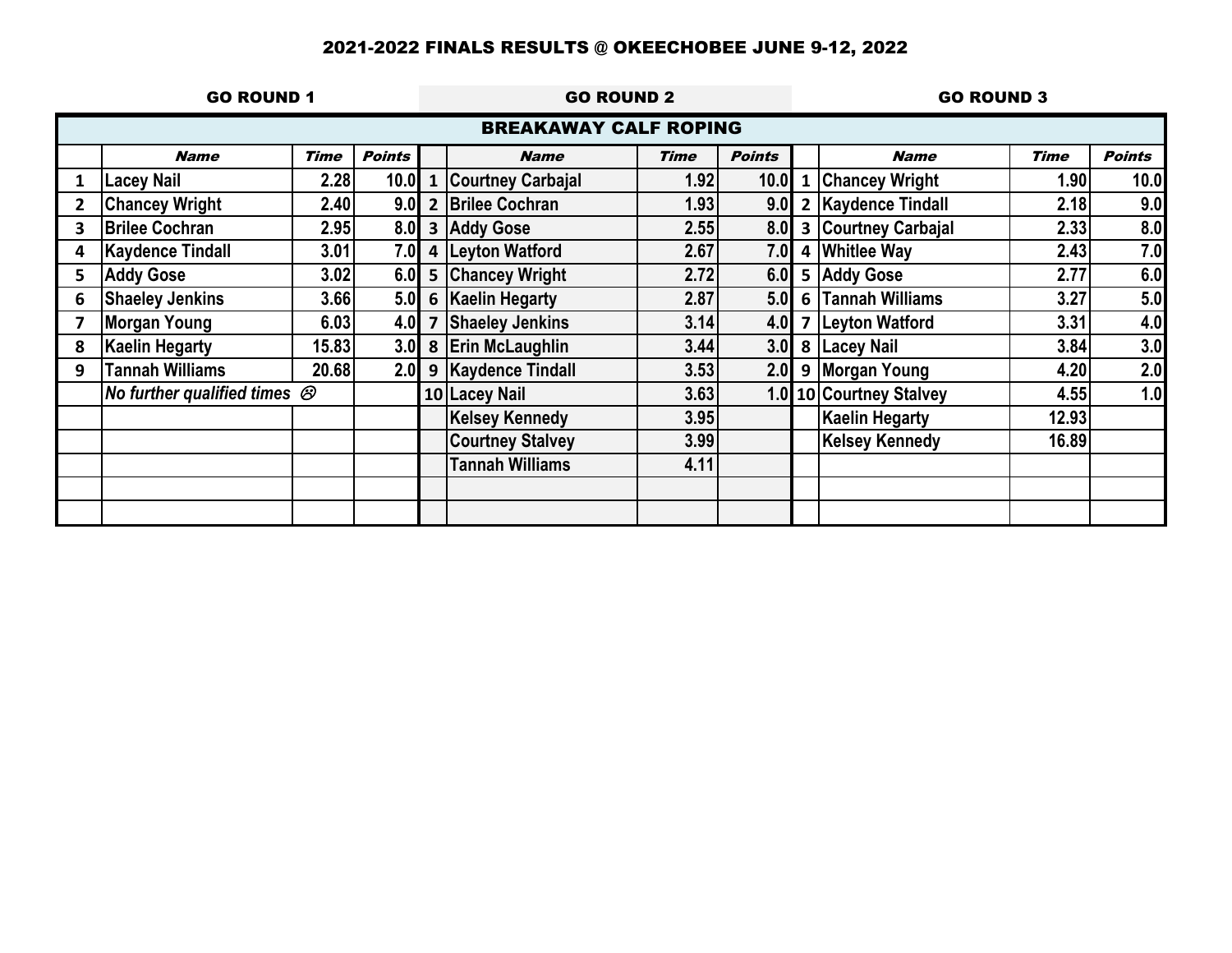## 2021-2022 FINALS RESULTS @ OKEECHOBEE JUNE 9-12, 2022

### BREAKAWAY CALF ROPING

| GO ROUND 1 | | | | GO ROUND 2 | | | | GO ROUND 3 | | | |
|---|---|---|---|---|---|---|---|---|---|---|---|
| | ***Name*** | ***Time*** | ***Points*** | | ***Name*** | ***Time*** | ***Points*** | | ***Name*** | ***Time*** | ***Points*** |
| 1 | Lacey Nail | 2.28 | 10.0 | 1 | Courtney Carbajal | 1.92 | 10.0 | 1 | Chancey Wright | 1.90 | 10.0 |
| 2 | Chancey Wright | 2.40 | 9.0 | 2 | Brilee Cochran | 1.93 | 9.0 | 2 | Kaydence Tindall | 2.18 | 9.0 |
| 3 | Brilee Cochran | 2.95 | 8.0 | 3 | Addy Gose | 2.55 | 8.0 | 3 | Courtney Carbajal | 2.33 | 8.0 |
| 4 | Kaydence Tindall | 3.01 | 7.0 | 4 | Leyton Watford | 2.67 | 7.0 | 4 | Whitlee Way | 2.43 | 7.0 |
| 5 | Addy Gose | 3.02 | 6.0 | 5 | Chancey Wright | 2.72 | 6.0 | 5 | Addy Gose | 2.77 | 6.0 |
| 6 | Shaeley Jenkins | 3.66 | 5.0 | 6 | Kaelin Hegarty | 2.87 | 5.0 | 6 | Tannah Williams | 3.27 | 5.0 |
| 7 | Morgan Young | 6.03 | 4.0 | 7 | Shaeley Jenkins | 3.14 | 4.0 | 7 | Leyton Watford | 3.31 | 4.0 |
| 8 | Kaelin Hegarty | 15.83 | 3.0 | 8 | Erin McLaughlin | 3.44 | 3.0 | 8 | Lacey Nail | 3.84 | 3.0 |
| 9 | Tannah Williams | 20.68 | 2.0 | 9 | Kaydence Tindall | 3.53 | 2.0 | 9 | Morgan Young | 4.20 | 2.0 |
| | *No further qualified times* ☹ | | | 10 | Lacey Nail | 3.63 | 1.0 | 10 | Courtney Stalvey | 4.55 | 1.0 |
| | | | | | Kelsey Kennedy | 3.95 | | | Kaelin Hegarty | 12.93 | |
| | | | | | Courtney Stalvey | 3.99 | | | Kelsey Kennedy | 16.89 | |
| | | | | | Tannah Williams | 4.11 | | | | | |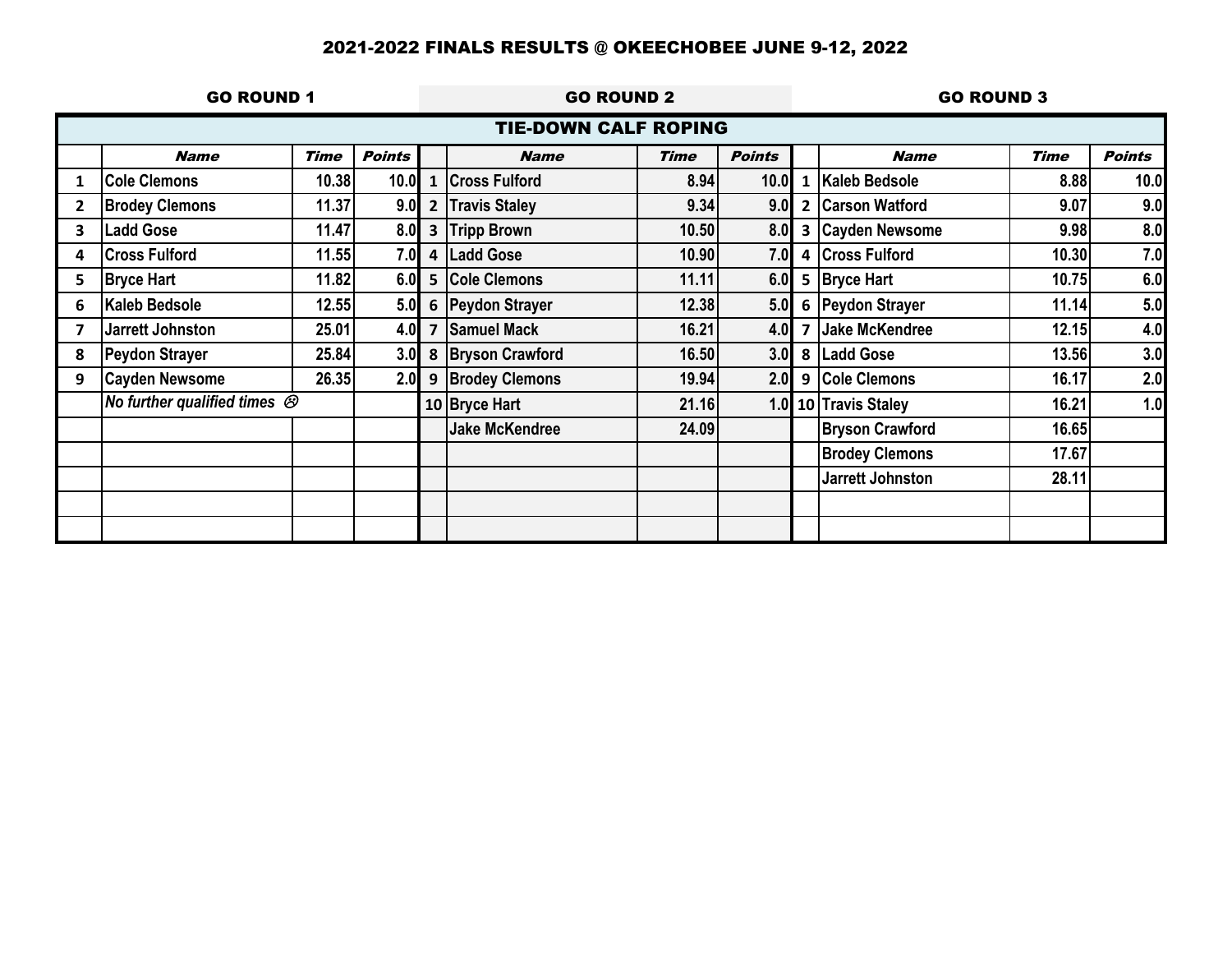# 2021-2022 FINALS RESULTS @ OKEECHOBEE JUNE 9-12, 2022

## TIE-DOWN CALF ROPING

| GO ROUND 1 | | | | GO ROUND 2 | | | | GO ROUND 3 | | | |
|---|---|---|---|---|---|---|---|---|---|---|---|
| | **Name** | **Time** | **Points** | | **Name** | **Time** | **Points** | | **Name** | **Time** | **Points** |
| 1 | Cole Clemons | 10.38 | 10.0 | 1 | Cross Fulford | 8.94 | 10.0 | 1 | Kaleb Bedsole | 8.88 | 10.0 |
| 2 | Brodey Clemons | 11.37 | 9.0 | 2 | Travis Staley | 9.34 | 9.0 | 2 | Carson Watford | 9.07 | 9.0 |
| 3 | Ladd Gose | 11.47 | 8.0 | 3 | Tripp Brown | 10.50 | 8.0 | 3 | Cayden Newsome | 9.98 | 8.0 |
| 4 | Cross Fulford | 11.55 | 7.0 | 4 | Ladd Gose | 10.90 | 7.0 | 4 | Cross Fulford | 10.30 | 7.0 |
| 5 | Bryce Hart | 11.82 | 6.0 | 5 | Cole Clemons | 11.11 | 6.0 | 5 | Bryce Hart | 10.75 | 6.0 |
| 6 | Kaleb Bedsole | 12.55 | 5.0 | 6 | Peydon Strayer | 12.38 | 5.0 | 6 | Peydon Strayer | 11.14 | 5.0 |
| 7 | Jarrett Johnston | 25.01 | 4.0 | 7 | Samuel Mack | 16.21 | 4.0 | 7 | Jake McKendree | 12.15 | 4.0 |
| 8 | Peydon Strayer | 25.84 | 3.0 | 8 | Bryson Crawford | 16.50 | 3.0 | 8 | Ladd Gose | 13.56 | 3.0 |
| 9 | Cayden Newsome | 26.35 | 2.0 | 9 | Brodey Clemons | 19.94 | 2.0 | 9 | Cole Clemons | 16.17 | 2.0 |
| | *No further qualified times* ☹ | | | 10 | Bryce Hart | 21.16 | 1.0 | 10 | Travis Staley | 16.21 | 1.0 |
| | | | | | Jake McKendree | 24.09 | | | Bryson Crawford | 16.65 | |
| | | | | | | | | | Brodey Clemons | 17.67 | |
| | | | | | | | | | Jarrett Johnston | 28.11 | |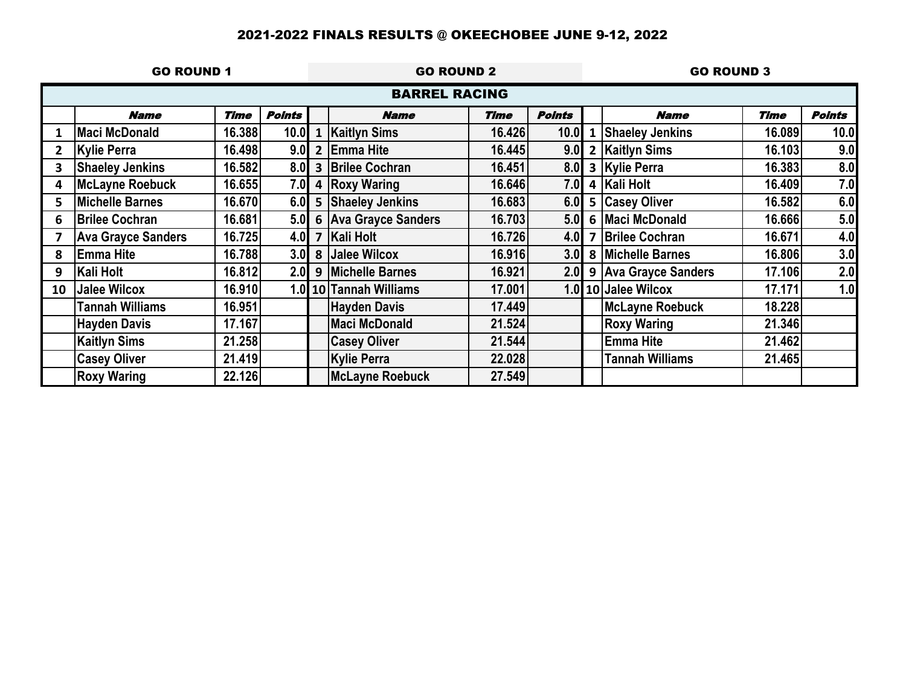## 2021-2022 FINALS RESULTS @ OKEECHOBEE JUNE 9-12, 2022

### BARREL RACING

| GO ROUND 1 | | | | GO ROUND 2 | | | | GO ROUND 3 | | | |
|---|---|---|---|---|---|---|---|---|---|---|---|
| | **Name** | **Time** | **Points** | | **Name** | **Time** | **Points** | | **Name** | **Time** | **Points** |
| 1 | Maci McDonald | 16.388 | 10.0 | 1 | Kaitlyn Sims | 16.426 | 10.0 | 1 | Shaeley Jenkins | 16.089 | 10.0 |
| 2 | Kylie Perra | 16.498 | 9.0 | 2 | Emma Hite | 16.445 | 9.0 | 2 | Kaitlyn Sims | 16.103 | 9.0 |
| 3 | Shaeley Jenkins | 16.582 | 8.0 | 3 | Brilee Cochran | 16.451 | 8.0 | 3 | Kylie Perra | 16.383 | 8.0 |
| 4 | McLayne Roebuck | 16.655 | 7.0 | 4 | Roxy Waring | 16.646 | 7.0 | 4 | Kali Holt | 16.409 | 7.0 |
| 5 | Michelle Barnes | 16.670 | 6.0 | 5 | Shaeley Jenkins | 16.683 | 6.0 | 5 | Casey Oliver | 16.582 | 6.0 |
| 6 | Brilee Cochran | 16.681 | 5.0 | 6 | Ava Grayce Sanders | 16.703 | 5.0 | 6 | Maci McDonald | 16.666 | 5.0 |
| 7 | Ava Grayce Sanders | 16.725 | 4.0 | 7 | Kali Holt | 16.726 | 4.0 | 7 | Brilee Cochran | 16.671 | 4.0 |
| 8 | Emma Hite | 16.788 | 3.0 | 8 | Jalee Wilcox | 16.916 | 3.0 | 8 | Michelle Barnes | 16.806 | 3.0 |
| 9 | Kali Holt | 16.812 | 2.0 | 9 | Michelle Barnes | 16.921 | 2.0 | 9 | Ava Grayce Sanders | 17.106 | 2.0 |
| 10 | Jalee Wilcox | 16.910 | 1.0 | 10 | Tannah Williams | 17.001 | 1.0 | 10 | Jalee Wilcox | 17.171 | 1.0 |
| | Tannah Williams | 16.951 | | | Hayden Davis | 17.449 | | | McLayne Roebuck | 18.228 | |
| | Hayden Davis | 17.167 | | | Maci McDonald | 21.524 | | | Roxy Waring | 21.346 | |
| | Kaitlyn Sims | 21.258 | | | Casey Oliver | 21.544 | | | Emma Hite | 21.462 | |
| | Casey Oliver | 21.419 | | | Kylie Perra | 22.028 | | | Tannah Williams | 21.465 | |
| | Roxy Waring | 22.126 | | | McLayne Roebuck | 27.549 | | | | | |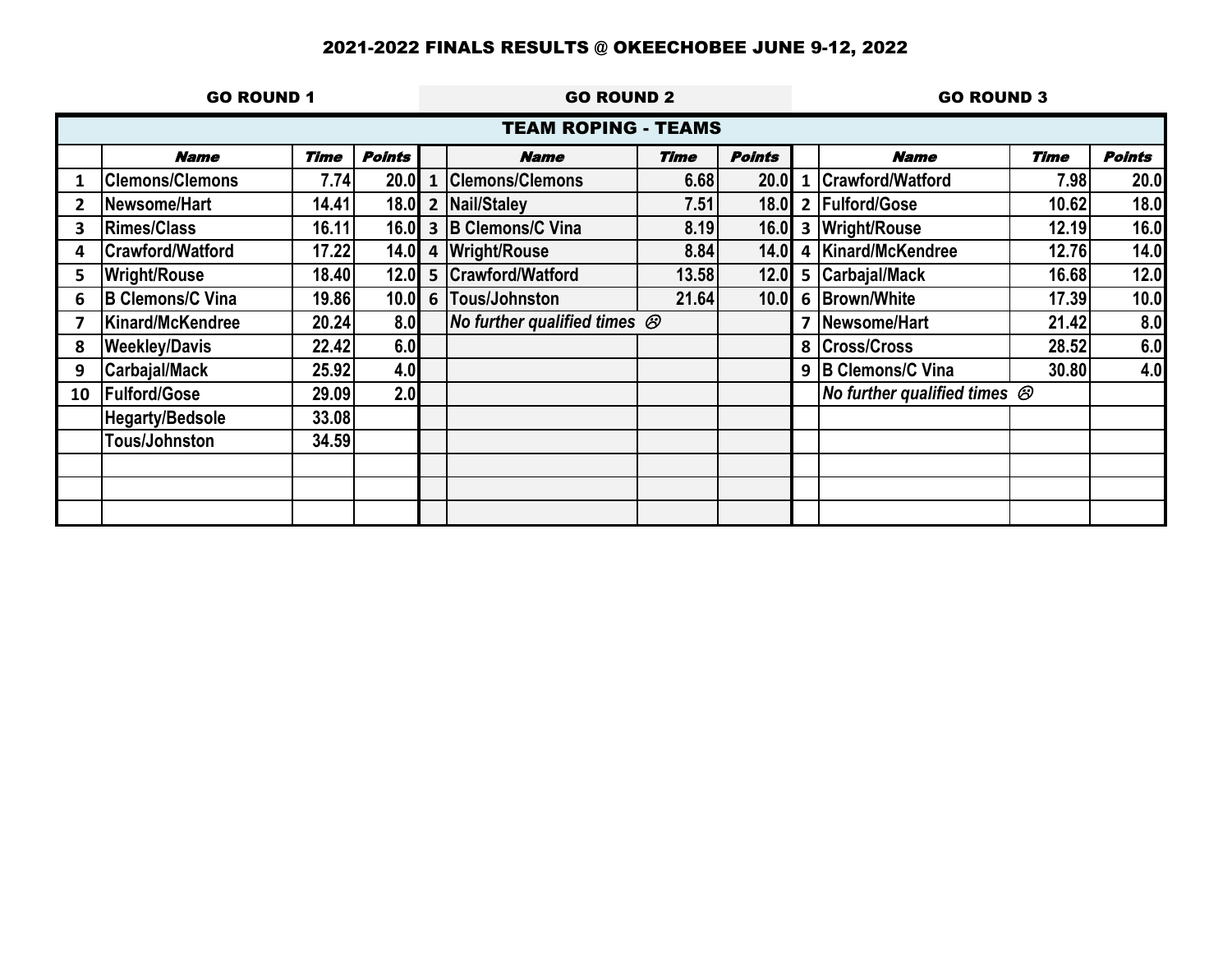# 2021-2022 FINALS RESULTS @ OKEECHOBEE JUNE 9-12, 2022

## TEAM ROPING - TEAMS

| GO ROUND 1 | | | | GO ROUND 2 | | | | GO ROUND 3 | | | |
|---|---|---|---|---|---|---|---|---|---|---|---|
| | **Name** | **Time** | **Points** | | **Name** | **Time** | **Points** | | **Name** | **Time** | **Points** |
| 1 | Clemons/Clemons | 7.74 | 20.0 | 1 | Clemons/Clemons | 6.68 | 20.0 | 1 | Crawford/Watford | 7.98 | 20.0 |
| 2 | Newsome/Hart | 14.41 | 18.0 | 2 | Nail/Staley | 7.51 | 18.0 | 2 | Fulford/Gose | 10.62 | 18.0 |
| 3 | Rimes/Class | 16.11 | 16.0 | 3 | B Clemons/C Vina | 8.19 | 16.0 | 3 | Wright/Rouse | 12.19 | 16.0 |
| 4 | Crawford/Watford | 17.22 | 14.0 | 4 | Wright/Rouse | 8.84 | 14.0 | 4 | Kinard/McKendree | 12.76 | 14.0 |
| 5 | Wright/Rouse | 18.40 | 12.0 | 5 | Crawford/Watford | 13.58 | 12.0 | 5 | Carbajal/Mack | 16.68 | 12.0 |
| 6 | B Clemons/C Vina | 19.86 | 10.0 | 6 | Tous/Johnston | 21.64 | 10.0 | 6 | Brown/White | 17.39 | 10.0 |
| 7 | Kinard/McKendree | 20.24 | 8.0 | | *No further qualified times ☹* | | | 7 | Newsome/Hart | 21.42 | 8.0 |
| 8 | Weekley/Davis | 22.42 | 6.0 | | | | | 8 | Cross/Cross | 28.52 | 6.0 |
| 9 | Carbajal/Mack | 25.92 | 4.0 | | | | | 9 | B Clemons/C Vina | 30.80 | 4.0 |
| 10 | Fulford/Gose | 29.09 | 2.0 | | | | | | *No further qualified times ☹* | | |
| | Hegarty/Bedsole | 33.08 | | | | | | | | | |
| | Tous/Johnston | 34.59 | | | | | | | | | |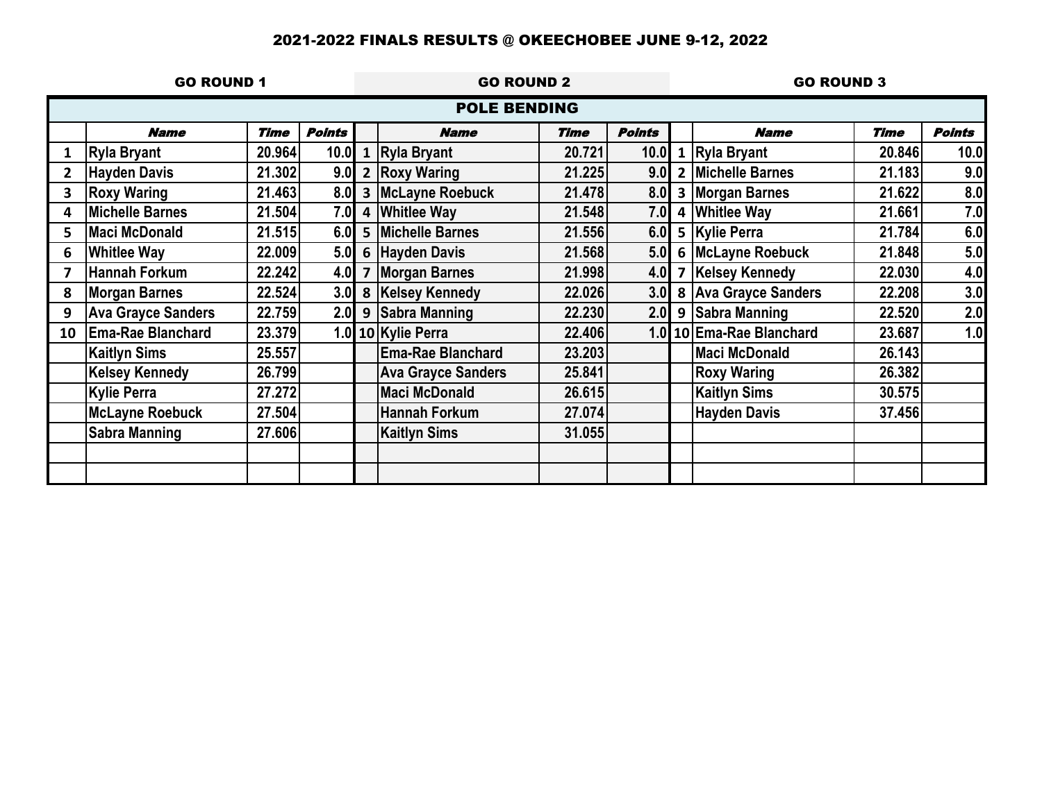# 2021-2022 FINALS RESULTS @ OKEECHOBEE JUNE 9-12, 2022

## POLE BENDING

| GO ROUND 1 | | | | GO ROUND 2 | | | | GO ROUND 3 | | | |
|---|---|---|---|---|---|---|---|---|---|---|---|
| | ***Name*** | ***Time*** | ***Points*** | | ***Name*** | ***Time*** | ***Points*** | | ***Name*** | ***Time*** | ***Points*** |
| 1 | Ryla Bryant | 20.964 | 10.0 | 1 | Ryla Bryant | 20.721 | 10.0 | 1 | Ryla Bryant | 20.846 | 10.0 |
| 2 | Hayden Davis | 21.302 | 9.0 | 2 | Roxy Waring | 21.225 | 9.0 | 2 | Michelle Barnes | 21.183 | 9.0 |
| 3 | Roxy Waring | 21.463 | 8.0 | 3 | McLayne Roebuck | 21.478 | 8.0 | 3 | Morgan Barnes | 21.622 | 8.0 |
| 4 | Michelle Barnes | 21.504 | 7.0 | 4 | Whitlee Way | 21.548 | 7.0 | 4 | Whitlee Way | 21.661 | 7.0 |
| 5 | Maci McDonald | 21.515 | 6.0 | 5 | Michelle Barnes | 21.556 | 6.0 | 5 | Kylie Perra | 21.784 | 6.0 |
| 6 | Whitlee Way | 22.009 | 5.0 | 6 | Hayden Davis | 21.568 | 5.0 | 6 | McLayne Roebuck | 21.848 | 5.0 |
| 7 | Hannah Forkum | 22.242 | 4.0 | 7 | Morgan Barnes | 21.998 | 4.0 | 7 | Kelsey Kennedy | 22.030 | 4.0 |
| 8 | Morgan Barnes | 22.524 | 3.0 | 8 | Kelsey Kennedy | 22.026 | 3.0 | 8 | Ava Grayce Sanders | 22.208 | 3.0 |
| 9 | Ava Grayce Sanders | 22.759 | 2.0 | 9 | Sabra Manning | 22.230 | 2.0 | 9 | Sabra Manning | 22.520 | 2.0 |
| 10 | Ema-Rae Blanchard | 23.379 | 1.0 | 10 | Kylie Perra | 22.406 | 1.0 | 10 | Ema-Rae Blanchard | 23.687 | 1.0 |
| | Kaitlyn Sims | 25.557 | | | Ema-Rae Blanchard | 23.203 | | | Maci McDonald | 26.143 | |
| | Kelsey Kennedy | 26.799 | | | Ava Grayce Sanders | 25.841 | | | Roxy Waring | 26.382 | |
| | Kylie Perra | 27.272 | | | Maci McDonald | 26.615 | | | Kaitlyn Sims | 30.575 | |
| | McLayne Roebuck | 27.504 | | | Hannah Forkum | 27.074 | | | Hayden Davis | 37.456 | |
| | Sabra Manning | 27.606 | | | Kaitlyn Sims | 31.055 | | | | | |